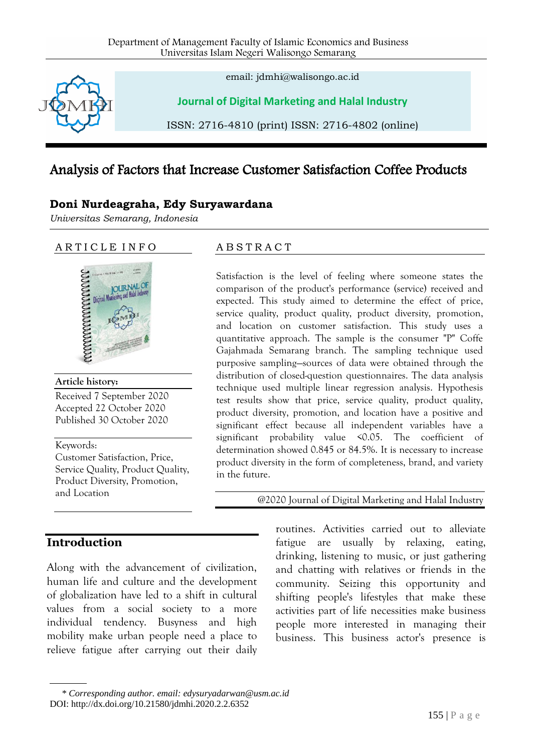Department of Management Faculty of Islamic Economics and Business
Universitas Islam Negeri Walisongo Semarang

email: jdmhi@walisongo.ac.id

**Journal of Digital Marketing and Halal Industry**

ISSN: 2716-4810 (print) ISSN: 2716-4802 (online)

# Analysis of Factors that Increase Customer Satisfaction Coffee Products

**Doni Nurdeagraha, Edy Suryawardana**

*Universitas Semarang, Indonesia*

## ARTICLE INFO

**Article history:**

Received 7 September 2020
Accepted 22 October 2020
Published 30 October 2020

Keywords:
Customer Satisfaction, Price, Service Quality, Product Quality, Product Diversity, Promotion, and Location

## ABSTRACT

Satisfaction is the level of feeling where someone states the comparison of the product's performance (service) received and expected. This study aimed to determine the effect of price, service quality, product quality, product diversity, promotion, and location on customer satisfaction. This study uses a quantitative approach. The sample is the consumer "P" Coffe Gajahmada Semarang branch. The sampling technique used purposive sampling—sources of data were obtained through the distribution of closed-question questionnaires. The data analysis technique used multiple linear regression analysis. Hypothesis test results show that price, service quality, product quality, product diversity, promotion, and location have a positive and significant effect because all independent variables have a significant probability value <0.05. The coefficient of determination showed 0.845 or 84.5%. It is necessary to increase product diversity in the form of completeness, brand, and variety in the future.

@2020 Journal of Digital Marketing and Halal Industry

## Introduction

Along with the advancement of civilization, human life and culture and the development of globalization have led to a shift in cultural values from a social society to a more individual tendency. Busyness and high mobility make urban people need a place to relieve fatigue after carrying out their daily routines. Activities carried out to alleviate fatigue are usually by relaxing, eating, drinking, listening to music, or just gathering and chatting with relatives or friends in the community. Seizing this opportunity and shifting people's lifestyles that make these activities part of life necessities make business people more interested in managing their business. This business actor's presence is

\* *Corresponding author. email: edysuryadarwan@usm.ac.id*
DOI: http://dx.doi.org/10.21580/jdmhi.2020.2.2.6352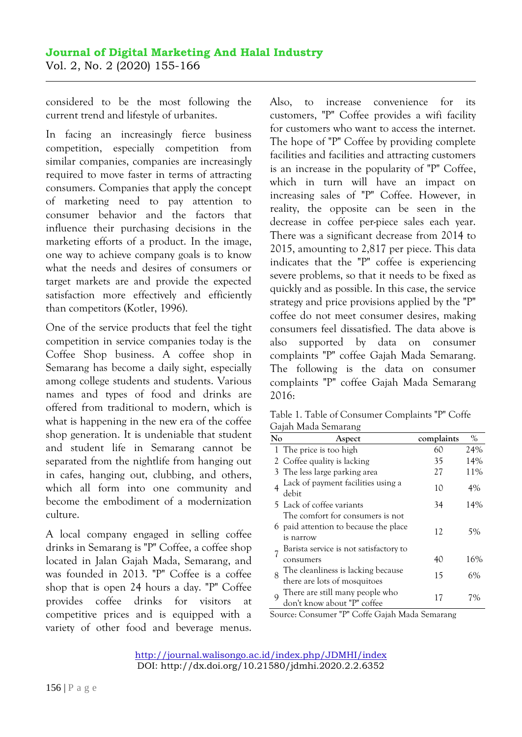considered to be the most following the current trend and lifestyle of urbanites.

In facing an increasingly fierce business competition, especially competition from similar companies, companies are increasingly required to move faster in terms of attracting consumers. Companies that apply the concept of marketing need to pay attention to consumer behavior and the factors that influence their purchasing decisions in the marketing efforts of a product. In the image, one way to achieve company goals is to know what the needs and desires of consumers or target markets are and provide the expected satisfaction more effectively and efficiently than competitors (Kotler, 1996).

One of the service products that feel the tight competition in service companies today is the Coffee Shop business. A coffee shop in Semarang has become a daily sight, especially among college students and students. Various names and types of food and drinks are offered from traditional to modern, which is what is happening in the new era of the coffee shop generation. It is undeniable that student and student life in Semarang cannot be separated from the nightlife from hanging out in cafes, hanging out, clubbing, and others, which all form into one community and become the embodiment of a modernization culture.

A local company engaged in selling coffee drinks in Semarang is "P" Coffee, a coffee shop located in Jalan Gajah Mada, Semarang, and was founded in 2013. "P" Coffee is a coffee shop that is open 24 hours a day. "P" Coffee provides coffee drinks for visitors at competitive prices and is equipped with a variety of other food and beverage menus. Also, to increase convenience for its customers, "P" Coffee provides a wifi facility for customers who want to access the internet. The hope of "P" Coffee by providing complete facilities and facilities and attracting customers is an increase in the popularity of "P" Coffee, which in turn will have an impact on increasing sales of "P" Coffee. However, in reality, the opposite can be seen in the decrease in coffee per-piece sales each year. There was a significant decrease from 2014 to 2015, amounting to 2,817 per piece. This data indicates that the "P" coffee is experiencing severe problems, so that it needs to be fixed as quickly and as possible. In this case, the service strategy and price provisions applied by the "P" coffee do not meet consumer desires, making consumers feel dissatisfied. The data above is also supported by data on consumer complaints "P" coffee Gajah Mada Semarang. The following is the data on consumer complaints "P" coffee Gajah Mada Semarang 2016:

Table 1. Table of Consumer Complaints "P" Coffe Gajah Mada Semarang

| No | Aspect | complaints | % |
|---|---|---|---|
| 1 | The price is too high | 60 | 24% |
| 2 | Coffee quality is lacking | 35 | 14% |
| 3 | The less large parking area | 27 | 11% |
| 4 | Lack of payment facilities using a debit | 10 | 4% |
| 5 | Lack of coffee variants | 34 | 14% |
| 6 | The comfort for consumers is not paid attention to because the place is narrow | 12 | 5% |
| 7 | Barista service is not satisfactory to consumers | 40 | 16% |
| 8 | The cleanliness is lacking because there are lots of mosquitoes | 15 | 6% |
| 9 | There are still many people who don't know about "P" coffee | 17 | 7% |

Source: Consumer "P" Coffe Gajah Mada Semarang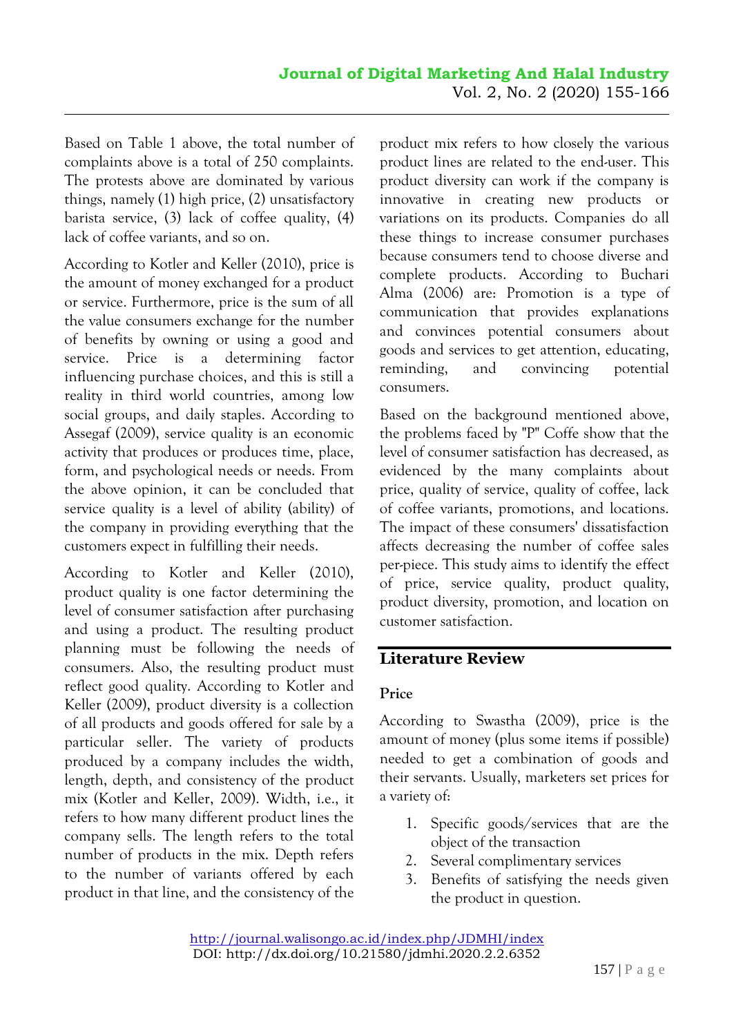Based on Table 1 above, the total number of complaints above is a total of 250 complaints. The protests above are dominated by various things, namely (1) high price, (2) unsatisfactory barista service, (3) lack of coffee quality, (4) lack of coffee variants, and so on.

According to Kotler and Keller (2010), price is the amount of money exchanged for a product or service. Furthermore, price is the sum of all the value consumers exchange for the number of benefits by owning or using a good and service. Price is a determining factor influencing purchase choices, and this is still a reality in third world countries, among low social groups, and daily staples. According to Assegaf (2009), service quality is an economic activity that produces or produces time, place, form, and psychological needs or needs. From the above opinion, it can be concluded that service quality is a level of ability (ability) of the company in providing everything that the customers expect in fulfilling their needs.

According to Kotler and Keller (2010), product quality is one factor determining the level of consumer satisfaction after purchasing and using a product. The resulting product planning must be following the needs of consumers. Also, the resulting product must reflect good quality. According to Kotler and Keller (2009), product diversity is a collection of all products and goods offered for sale by a particular seller. The variety of products produced by a company includes the width, length, depth, and consistency of the product mix (Kotler and Keller, 2009). Width, i.e., it refers to how many different product lines the company sells. The length refers to the total number of products in the mix. Depth refers to the number of variants offered by each product in that line, and the consistency of the product mix refers to how closely the various product lines are related to the end-user. This product diversity can work if the company is innovative in creating new products or variations on its products. Companies do all these things to increase consumer purchases because consumers tend to choose diverse and complete products. According to Buchari Alma (2006) are: Promotion is a type of communication that provides explanations and convinces potential consumers about goods and services to get attention, educating, reminding, and convincing potential consumers.

Based on the background mentioned above, the problems faced by "P" Coffe show that the level of consumer satisfaction has decreased, as evidenced by the many complaints about price, quality of service, quality of coffee, lack of coffee variants, promotions, and locations. The impact of these consumers' dissatisfaction affects decreasing the number of coffee sales per-piece. This study aims to identify the effect of price, service quality, product quality, product diversity, promotion, and location on customer satisfaction.

## Literature Review

### Price

According to Swastha (2009), price is the amount of money (plus some items if possible) needed to get a combination of goods and their servants. Usually, marketers set prices for a variety of:

1. Specific goods/services that are the object of the transaction
2. Several complimentary services
3. Benefits of satisfying the needs given the product in question.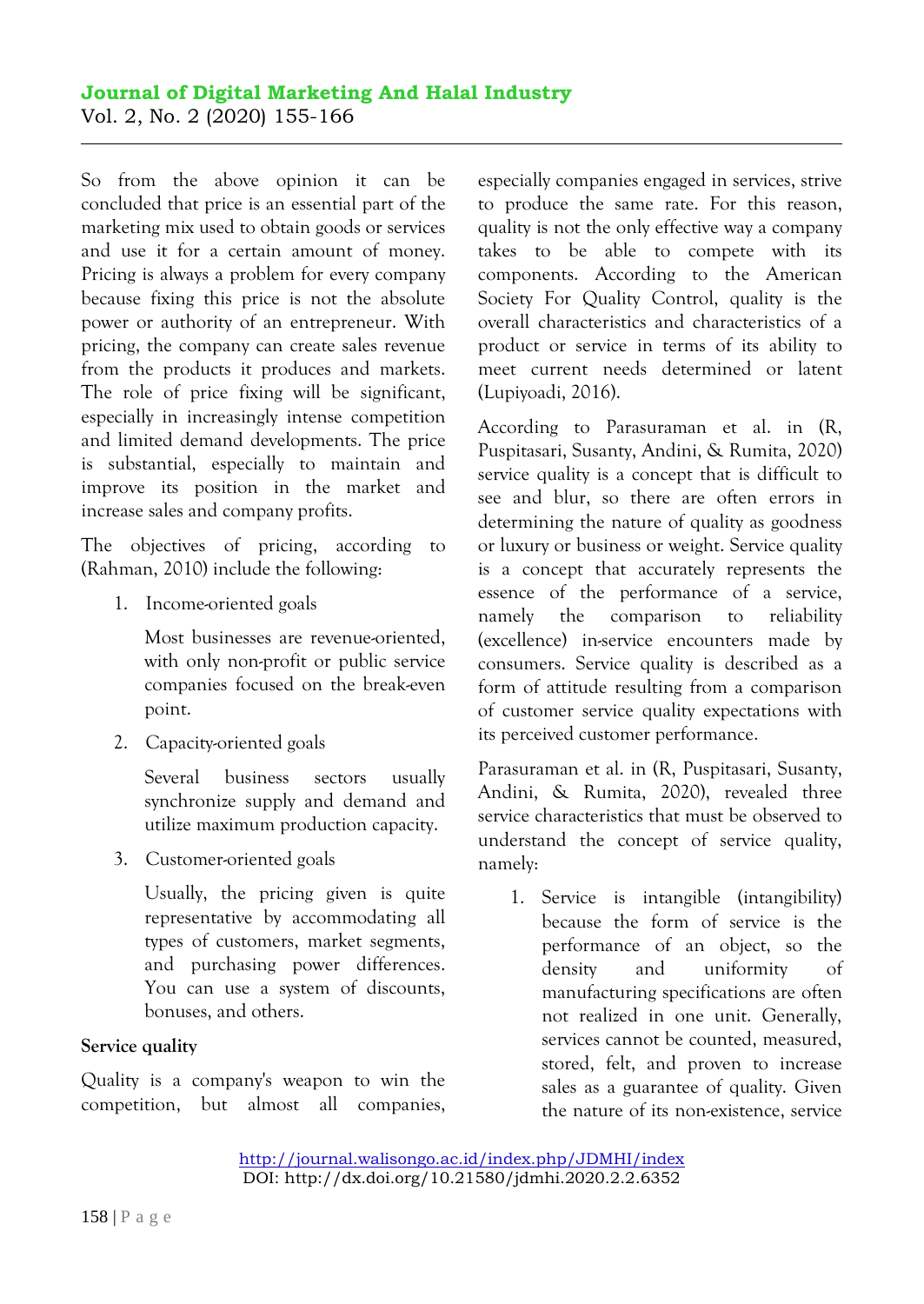So from the above opinion it can be concluded that price is an essential part of the marketing mix used to obtain goods or services and use it for a certain amount of money. Pricing is always a problem for every company because fixing this price is not the absolute power or authority of an entrepreneur. With pricing, the company can create sales revenue from the products it produces and markets. The role of price fixing will be significant, especially in increasingly intense competition and limited demand developments. The price is substantial, especially to maintain and improve its position in the market and increase sales and company profits.

The objectives of pricing, according to (Rahman, 2010) include the following:

1. Income-oriented goals

   Most businesses are revenue-oriented, with only non-profit or public service companies focused on the break-even point.

2. Capacity-oriented goals

   Several business sectors usually synchronize supply and demand and utilize maximum production capacity.

3. Customer-oriented goals

   Usually, the pricing given is quite representative by accommodating all types of customers, market segments, and purchasing power differences. You can use a system of discounts, bonuses, and others.

**Service quality**

Quality is a company's weapon to win the competition, but almost all companies, especially companies engaged in services, strive to produce the same rate. For this reason, quality is not the only effective way a company takes to be able to compete with its components. According to the American Society For Quality Control, quality is the overall characteristics and characteristics of a product or service in terms of its ability to meet current needs determined or latent (Lupiyoadi, 2016).

According to Parasuraman et al. in (R, Puspitasari, Susanty, Andini, & Rumita, 2020) service quality is a concept that is difficult to see and blur, so there are often errors in determining the nature of quality as goodness or luxury or business or weight. Service quality is a concept that accurately represents the essence of the performance of a service, namely the comparison to reliability (excellence) in-service encounters made by consumers. Service quality is described as a form of attitude resulting from a comparison of customer service quality expectations with its perceived customer performance.

Parasuraman et al. in (R, Puspitasari, Susanty, Andini, & Rumita, 2020), revealed three service characteristics that must be observed to understand the concept of service quality, namely:

1. Service is intangible (intangibility) because the form of service is the performance of an object, so the density and uniformity of manufacturing specifications are often not realized in one unit. Generally, services cannot be counted, measured, stored, felt, and proven to increase sales as a guarantee of quality. Given the nature of its non-existence, service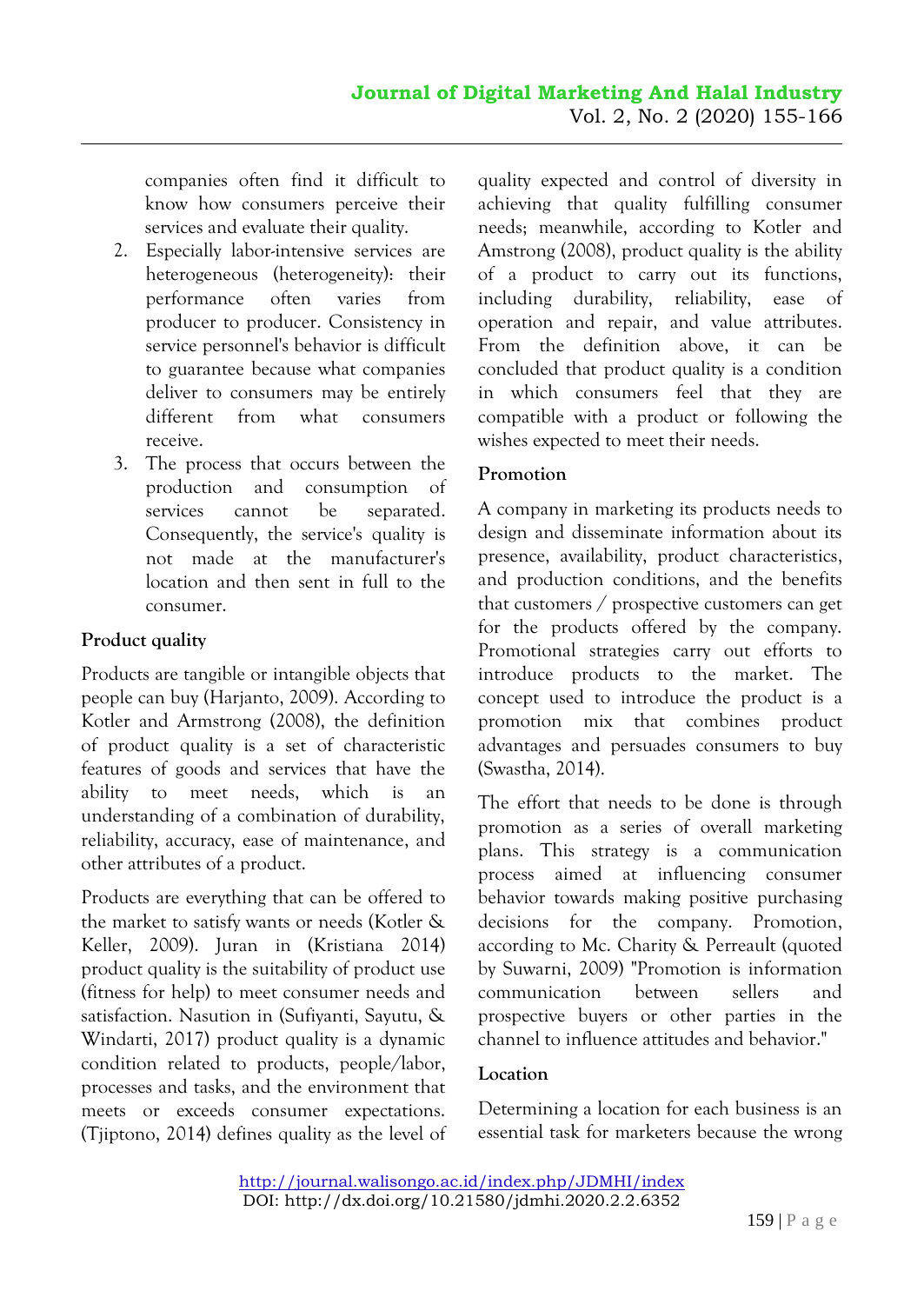companies often find it difficult to know how consumers perceive their services and evaluate their quality.

2. Especially labor-intensive services are heterogeneous (heterogeneity): their performance often varies from producer to producer. Consistency in service personnel's behavior is difficult to guarantee because what companies deliver to consumers may be entirely different from what consumers receive.
3. The process that occurs between the production and consumption of services cannot be separated. Consequently, the service's quality is not made at the manufacturer's location and then sent in full to the consumer.

**Product quality**

Products are tangible or intangible objects that people can buy (Harjanto, 2009). According to Kotler and Armstrong (2008), the definition of product quality is a set of characteristic features of goods and services that have the ability to meet needs, which is an understanding of a combination of durability, reliability, accuracy, ease of maintenance, and other attributes of a product.

Products are everything that can be offered to the market to satisfy wants or needs (Kotler & Keller, 2009). Juran in (Kristiana 2014) product quality is the suitability of product use (fitness for help) to meet consumer needs and satisfaction. Nasution in (Sufiyanti, Sayutu, & Windarti, 2017) product quality is a dynamic condition related to products, people/labor, processes and tasks, and the environment that meets or exceeds consumer expectations. (Tjiptono, 2014) defines quality as the level of quality expected and control of diversity in achieving that quality fulfilling consumer needs; meanwhile, according to Kotler and Amstrong (2008), product quality is the ability of a product to carry out its functions, including durability, reliability, ease of operation and repair, and value attributes. From the definition above, it can be concluded that product quality is a condition in which consumers feel that they are compatible with a product or following the wishes expected to meet their needs.

**Promotion**

A company in marketing its products needs to design and disseminate information about its presence, availability, product characteristics, and production conditions, and the benefits that customers / prospective customers can get for the products offered by the company. Promotional strategies carry out efforts to introduce products to the market. The concept used to introduce the product is a promotion mix that combines product advantages and persuades consumers to buy (Swastha, 2014).

The effort that needs to be done is through promotion as a series of overall marketing plans. This strategy is a communication process aimed at influencing consumer behavior towards making positive purchasing decisions for the company. Promotion, according to Mc. Charity & Perreault (quoted by Suwarni, 2009) "Promotion is information communication between sellers and prospective buyers or other parties in the channel to influence attitudes and behavior."

**Location**

Determining a location for each business is an essential task for marketers because the wrong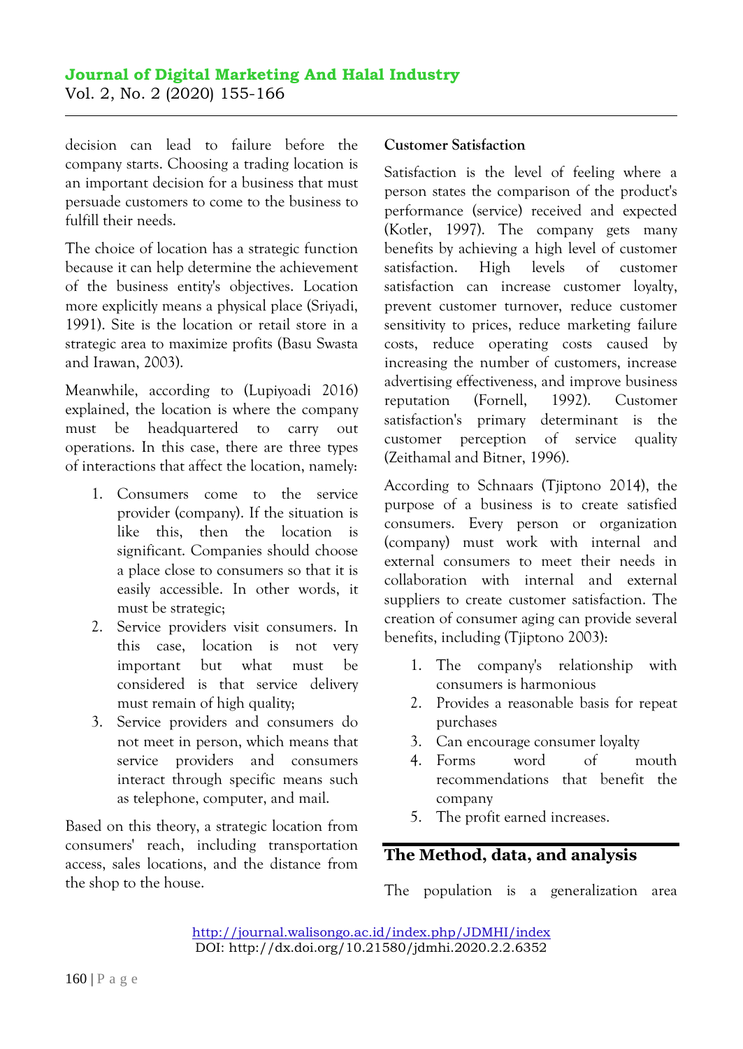decision can lead to failure before the company starts. Choosing a trading location is an important decision for a business that must persuade customers to come to the business to fulfill their needs.

The choice of location has a strategic function because it can help determine the achievement of the business entity's objectives. Location more explicitly means a physical place (Sriyadi, 1991). Site is the location or retail store in a strategic area to maximize profits (Basu Swasta and Irawan, 2003).

Meanwhile, according to (Lupiyoadi 2016) explained, the location is where the company must be headquartered to carry out operations. In this case, there are three types of interactions that affect the location, namely:

1. Consumers come to the service provider (company). If the situation is like this, then the location is significant. Companies should choose a place close to consumers so that it is easily accessible. In other words, it must be strategic;
2. Service providers visit consumers. In this case, location is not very important but what must be considered is that service delivery must remain of high quality;
3. Service providers and consumers do not meet in person, which means that service providers and consumers interact through specific means such as telephone, computer, and mail.

Based on this theory, a strategic location from consumers' reach, including transportation access, sales locations, and the distance from the shop to the house.

**Customer Satisfaction**

Satisfaction is the level of feeling where a person states the comparison of the product's performance (service) received and expected (Kotler, 1997). The company gets many benefits by achieving a high level of customer satisfaction. High levels of customer satisfaction can increase customer loyalty, prevent customer turnover, reduce customer sensitivity to prices, reduce marketing failure costs, reduce operating costs caused by increasing the number of customers, increase advertising effectiveness, and improve business reputation (Fornell, 1992). Customer satisfaction's primary determinant is the customer perception of service quality (Zeithamal and Bitner, 1996).

According to Schnaars (Tjiptono 2014), the purpose of a business is to create satisfied consumers. Every person or organization (company) must work with internal and external consumers to meet their needs in collaboration with internal and external suppliers to create customer satisfaction. The creation of consumer aging can provide several benefits, including (Tjiptono 2003):

1. The company's relationship with consumers is harmonious
2. Provides a reasonable basis for repeat purchases
3. Can encourage consumer loyalty
4. Forms word of mouth recommendations that benefit the company
5. The profit earned increases.

## The Method, data, and analysis

The population is a generalization area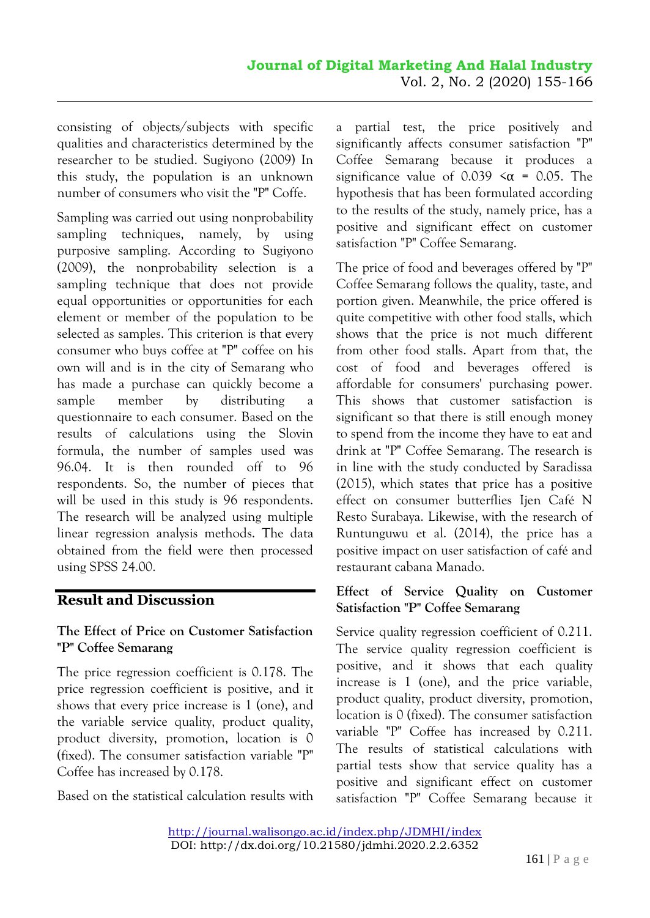consisting of objects/subjects with specific qualities and characteristics determined by the researcher to be studied. Sugiyono (2009) In this study, the population is an unknown number of consumers who visit the "P" Coffe.

Sampling was carried out using nonprobability sampling techniques, namely, by using purposive sampling. According to Sugiyono (2009), the nonprobability selection is a sampling technique that does not provide equal opportunities or opportunities for each element or member of the population to be selected as samples. This criterion is that every consumer who buys coffee at "P" coffee on his own will and is in the city of Semarang who has made a purchase can quickly become a sample member by distributing a questionnaire to each consumer. Based on the results of calculations using the Slovin formula, the number of samples used was 96.04. It is then rounded off to 96 respondents. So, the number of pieces that will be used in this study is 96 respondents. The research will be analyzed using multiple linear regression analysis methods. The data obtained from the field were then processed using SPSS 24.00.

## Result and Discussion

### The Effect of Price on Customer Satisfaction "P" Coffee Semarang

The price regression coefficient is 0.178. The price regression coefficient is positive, and it shows that every price increase is 1 (one), and the variable service quality, product quality, product diversity, promotion, location is 0 (fixed). The consumer satisfaction variable "P" Coffee has increased by 0.178.

Based on the statistical calculation results with a partial test, the price positively and significantly affects consumer satisfaction "P" Coffee Semarang because it produces a significance value of $0.039 < \alpha = 0.05$. The hypothesis that has been formulated according to the results of the study, namely price, has a positive and significant effect on customer satisfaction "P" Coffee Semarang.

The price of food and beverages offered by "P" Coffee Semarang follows the quality, taste, and portion given. Meanwhile, the price offered is quite competitive with other food stalls, which shows that the price is not much different from other food stalls. Apart from that, the cost of food and beverages offered is affordable for consumers' purchasing power. This shows that customer satisfaction is significant so that there is still enough money to spend from the income they have to eat and drink at "P" Coffee Semarang. The research is in line with the study conducted by Saradissa (2015), which states that price has a positive effect on consumer butterflies Ijen Café N Resto Surabaya. Likewise, with the research of Runtunguwu et al. (2014), the price has a positive impact on user satisfaction of café and restaurant cabana Manado.

### Effect of Service Quality on Customer Satisfaction "P" Coffee Semarang

Service quality regression coefficient of 0.211. The service quality regression coefficient is positive, and it shows that each quality increase is 1 (one), and the price variable, product quality, product diversity, promotion, location is 0 (fixed). The consumer satisfaction variable "P" Coffee has increased by 0.211. The results of statistical calculations with partial tests show that service quality has a positive and significant effect on customer satisfaction "P" Coffee Semarang because it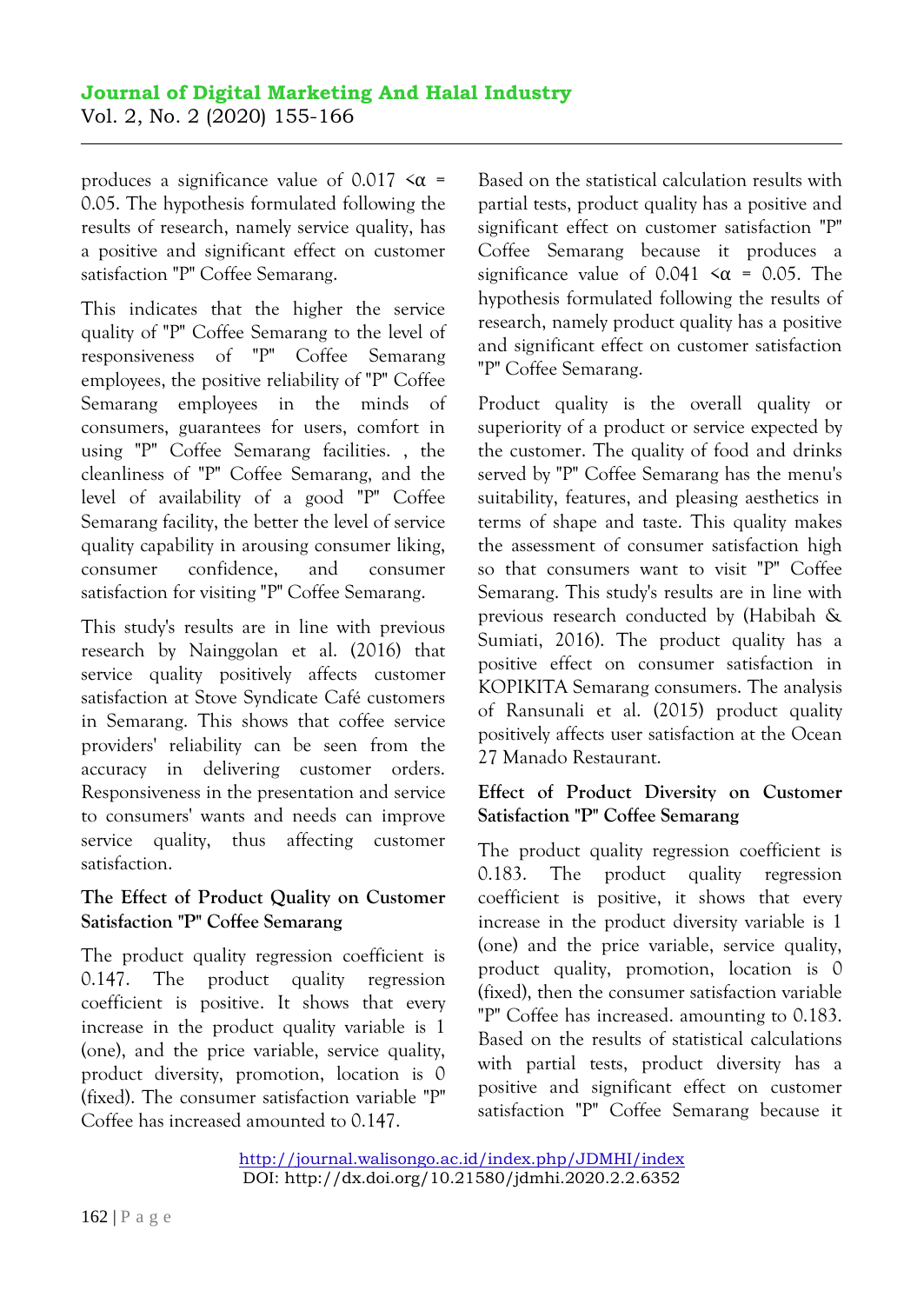produces a significance value of 0.017 $< \alpha = 0.05$. The hypothesis formulated following the results of research, namely service quality, has a positive and significant effect on customer satisfaction "P" Coffee Semarang.

This indicates that the higher the service quality of "P" Coffee Semarang to the level of responsiveness of "P" Coffee Semarang employees, the positive reliability of "P" Coffee Semarang employees in the minds of consumers, guarantees for users, comfort in using "P" Coffee Semarang facilities. , the cleanliness of "P" Coffee Semarang, and the level of availability of a good "P" Coffee Semarang facility, the better the level of service quality capability in arousing consumer liking, consumer confidence, and consumer satisfaction for visiting "P" Coffee Semarang.

This study's results are in line with previous research by Nainggolan et al. (2016) that service quality positively affects customer satisfaction at Stove Syndicate Café customers in Semarang. This shows that coffee service providers' reliability can be seen from the accuracy in delivering customer orders. Responsiveness in the presentation and service to consumers' wants and needs can improve service quality, thus affecting customer satisfaction.

**The Effect of Product Quality on Customer Satisfaction "P" Coffee Semarang**

The product quality regression coefficient is 0.147. The product quality regression coefficient is positive. It shows that every increase in the product quality variable is 1 (one), and the price variable, service quality, product diversity, promotion, location is 0 (fixed). The consumer satisfaction variable "P" Coffee has increased amounted to 0.147. Based on the statistical calculation results with partial tests, product quality has a positive and significant effect on customer satisfaction "P" Coffee Semarang because it produces a significance value of 0.041 $< \alpha = 0.05$. The hypothesis formulated following the results of research, namely product quality has a positive and significant effect on customer satisfaction "P" Coffee Semarang.

Product quality is the overall quality or superiority of a product or service expected by the customer. The quality of food and drinks served by "P" Coffee Semarang has the menu's suitability, features, and pleasing aesthetics in terms of shape and taste. This quality makes the assessment of consumer satisfaction high so that consumers want to visit "P" Coffee Semarang. This study's results are in line with previous research conducted by (Habibah & Sumiati, 2016). The product quality has a positive effect on consumer satisfaction in KOPIKITA Semarang consumers. The analysis of Ransunali et al. (2015) product quality positively affects user satisfaction at the Ocean 27 Manado Restaurant.

**Effect of Product Diversity on Customer Satisfaction "P" Coffee Semarang**

The product quality regression coefficient is 0.183. The product quality regression coefficient is positive, it shows that every increase in the product diversity variable is 1 (one) and the price variable, service quality, product quality, promotion, location is 0 (fixed), then the consumer satisfaction variable "P" Coffee has increased. amounting to 0.183. Based on the results of statistical calculations with partial tests, product diversity has a positive and significant effect on customer satisfaction "P" Coffee Semarang because it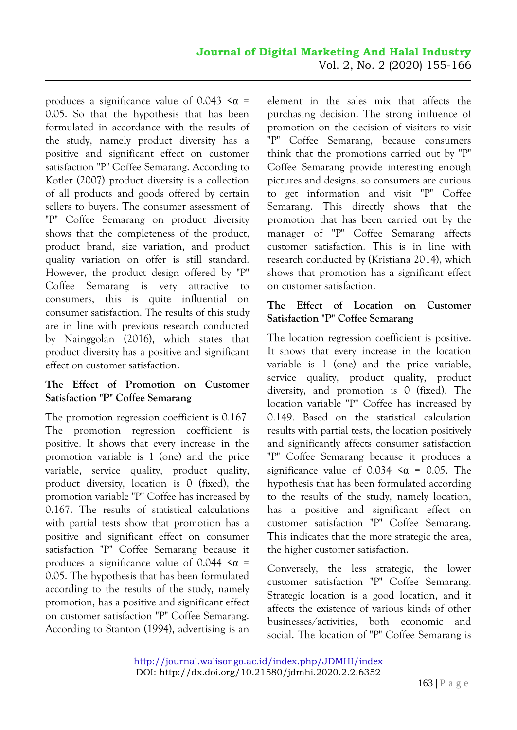produces a significance value of 0.043 $< \alpha$ = 0.05. So that the hypothesis that has been formulated in accordance with the results of the study, namely product diversity has a positive and significant effect on customer satisfaction "P" Coffee Semarang. According to Kotler (2007) product diversity is a collection of all products and goods offered by certain sellers to buyers. The consumer assessment of "P" Coffee Semarang on product diversity shows that the completeness of the product, product brand, size variation, and product quality variation on offer is still standard. However, the product design offered by "P" Coffee Semarang is very attractive to consumers, this is quite influential on consumer satisfaction. The results of this study are in line with previous research conducted by Nainggolan (2016), which states that product diversity has a positive and significant effect on customer satisfaction.

### The Effect of Promotion on Customer Satisfaction "P" Coffee Semarang

The promotion regression coefficient is 0.167. The promotion regression coefficient is positive. It shows that every increase in the promotion variable is 1 (one) and the price variable, service quality, product quality, product diversity, location is 0 (fixed), the promotion variable "P" Coffee has increased by 0.167. The results of statistical calculations with partial tests show that promotion has a positive and significant effect on consumer satisfaction "P" Coffee Semarang because it produces a significance value of 0.044 $< \alpha$ = 0.05. The hypothesis that has been formulated according to the results of the study, namely promotion, has a positive and significant effect on customer satisfaction "P" Coffee Semarang. According to Stanton (1994), advertising is an element in the sales mix that affects the purchasing decision. The strong influence of promotion on the decision of visitors to visit "P" Coffee Semarang, because consumers think that the promotions carried out by "P" Coffee Semarang provide interesting enough pictures and designs, so consumers are curious to get information and visit "P" Coffee Semarang. This directly shows that the promotion that has been carried out by the manager of "P" Coffee Semarang affects customer satisfaction. This is in line with research conducted by (Kristiana 2014), which shows that promotion has a significant effect on customer satisfaction.

### The Effect of Location on Customer Satisfaction "P" Coffee Semarang

The location regression coefficient is positive. It shows that every increase in the location variable is 1 (one) and the price variable, service quality, product quality, product diversity, and promotion is 0 (fixed). The location variable "P" Coffee has increased by 0.149. Based on the statistical calculation results with partial tests, the location positively and significantly affects consumer satisfaction "P" Coffee Semarang because it produces a significance value of 0.034 $< \alpha$ = 0.05. The hypothesis that has been formulated according to the results of the study, namely location, has a positive and significant effect on customer satisfaction "P" Coffee Semarang. This indicates that the more strategic the area, the higher customer satisfaction.

Conversely, the less strategic, the lower customer satisfaction "P" Coffee Semarang. Strategic location is a good location, and it affects the existence of various kinds of other businesses/activities, both economic and social. The location of "P" Coffee Semarang is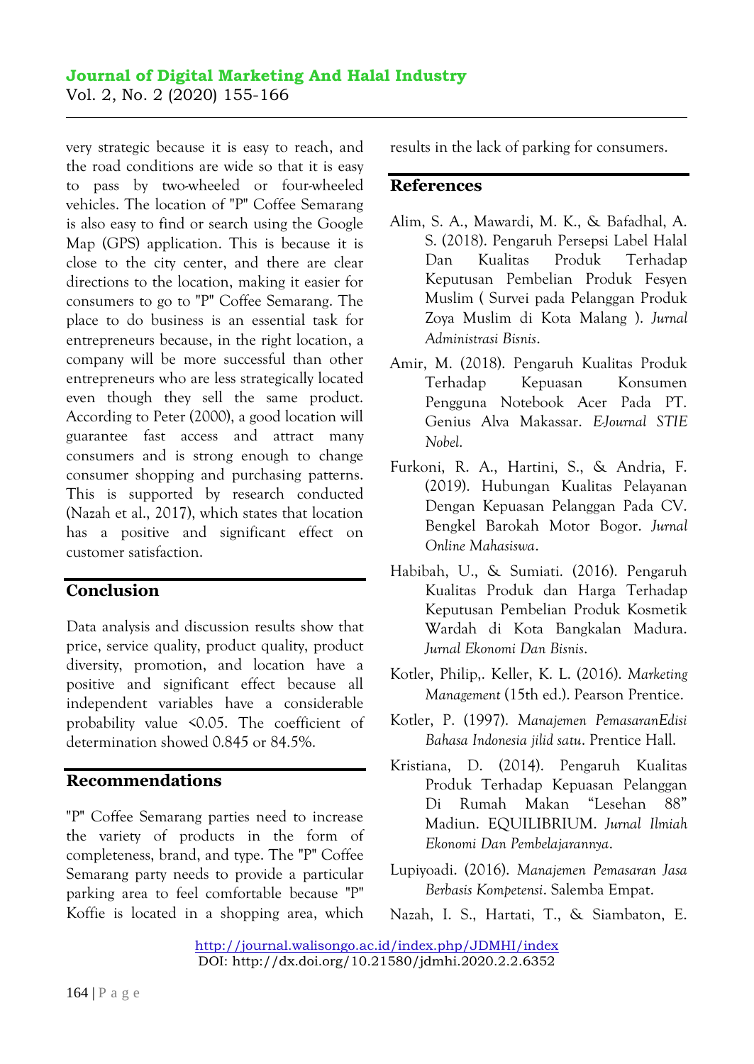very strategic because it is easy to reach, and the road conditions are wide so that it is easy to pass by two-wheeled or four-wheeled vehicles. The location of "P" Coffee Semarang is also easy to find or search using the Google Map (GPS) application. This is because it is close to the city center, and there are clear directions to the location, making it easier for consumers to go to "P" Coffee Semarang. The place to do business is an essential task for entrepreneurs because, in the right location, a company will be more successful than other entrepreneurs who are less strategically located even though they sell the same product. According to Peter (2000), a good location will guarantee fast access and attract many consumers and is strong enough to change consumer shopping and purchasing patterns. This is supported by research conducted (Nazah et al., 2017), which states that location has a positive and significant effect on customer satisfaction.

## Conclusion

Data analysis and discussion results show that price, service quality, product quality, product diversity, promotion, and location have a positive and significant effect because all independent variables have a considerable probability value <0.05. The coefficient of determination showed 0.845 or 84.5%.

## Recommendations

"P" Coffee Semarang parties need to increase the variety of products in the form of completeness, brand, and type. The "P" Coffee Semarang party needs to provide a particular parking area to feel comfortable because "P" Koffie is located in a shopping area, which results in the lack of parking for consumers.

## References

Alim, S. A., Mawardi, M. K., & Bafadhal, A. S. (2018). Pengaruh Persepsi Label Halal Dan Kualitas Produk Terhadap Keputusan Pembelian Produk Fesyen Muslim ( Survei pada Pelanggan Produk Zoya Muslim di Kota Malang ). *Jurnal Administrasi Bisnis*.

Amir, M. (2018). Pengaruh Kualitas Produk Terhadap Kepuasan Konsumen Pengguna Notebook Acer Pada PT. Genius Alva Makassar. *E-Journal STIE Nobel*.

Furkoni, R. A., Hartini, S., & Andria, F. (2019). Hubungan Kualitas Pelayanan Dengan Kepuasan Pelanggan Pada CV. Bengkel Barokah Motor Bogor. *Jurnal Online Mahasiswa*.

Habibah, U., & Sumiati. (2016). Pengaruh Kualitas Produk dan Harga Terhadap Keputusan Pembelian Produk Kosmetik Wardah di Kota Bangkalan Madura. *Jurnal Ekonomi Dan Bisnis*.

Kotler, Philip,. Keller, K. L. (2016). *Marketing Management* (15th ed.). Pearson Prentice.

Kotler, P. (1997). *Manajemen PemasaranEdisi Bahasa Indonesia jilid satu*. Prentice Hall.

Kristiana, D. (2014). Pengaruh Kualitas Produk Terhadap Kepuasan Pelanggan Di Rumah Makan "Lesehan 88" Madiun. EQUILIBRIUM. *Jurnal Ilmiah Ekonomi Dan Pembelajarannya*.

Lupiyoadi. (2016). *Manajemen Pemasaran Jasa Berbasis Kompetensi*. Salemba Empat.

Nazah, I. S., Hartati, T., & Siambaton, E.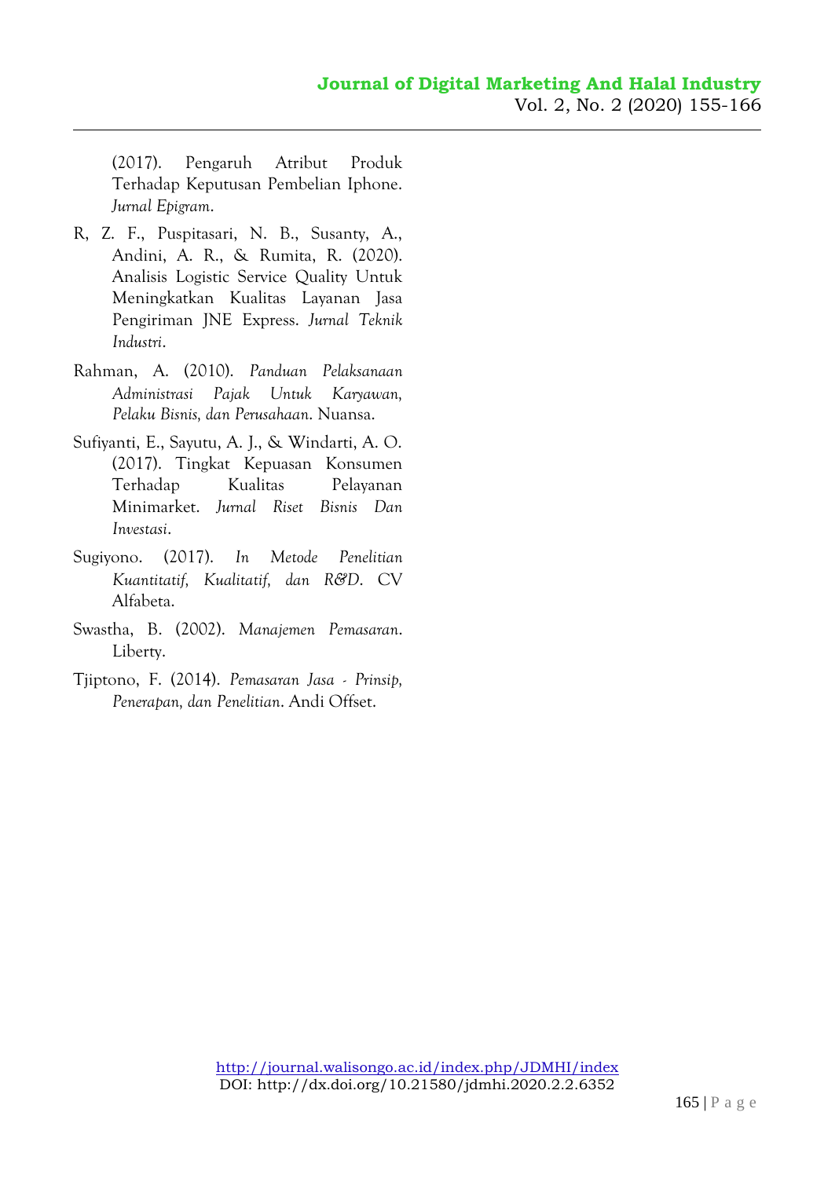(2017). Pengaruh Atribut Produk Terhadap Keputusan Pembelian Iphone. *Jurnal Epigram*.

R, Z. F., Puspitasari, N. B., Susanty, A., Andini, A. R., & Rumita, R. (2020). Analisis Logistic Service Quality Untuk Meningkatkan Kualitas Layanan Jasa Pengiriman JNE Express. *Jurnal Teknik Industri*.

Rahman, A. (2010). *Panduan Pelaksanaan Administrasi Pajak Untuk Karyawan, Pelaku Bisnis, dan Perusahaan*. Nuansa.

Sufiyanti, E., Sayutu, A. J., & Windarti, A. O. (2017). Tingkat Kepuasan Konsumen Terhadap Kualitas Pelayanan Minimarket. *Jurnal Riset Bisnis Dan Investasi*.

Sugiyono. (2017). *In Metode Penelitian Kuantitatif, Kualitatif, dan R&D*. CV Alfabeta.

Swastha, B. (2002). *Manajemen Pemasaran*. Liberty.

Tjiptono, F. (2014). *Pemasaran Jasa - Prinsip, Penerapan, dan Penelitian*. Andi Offset.